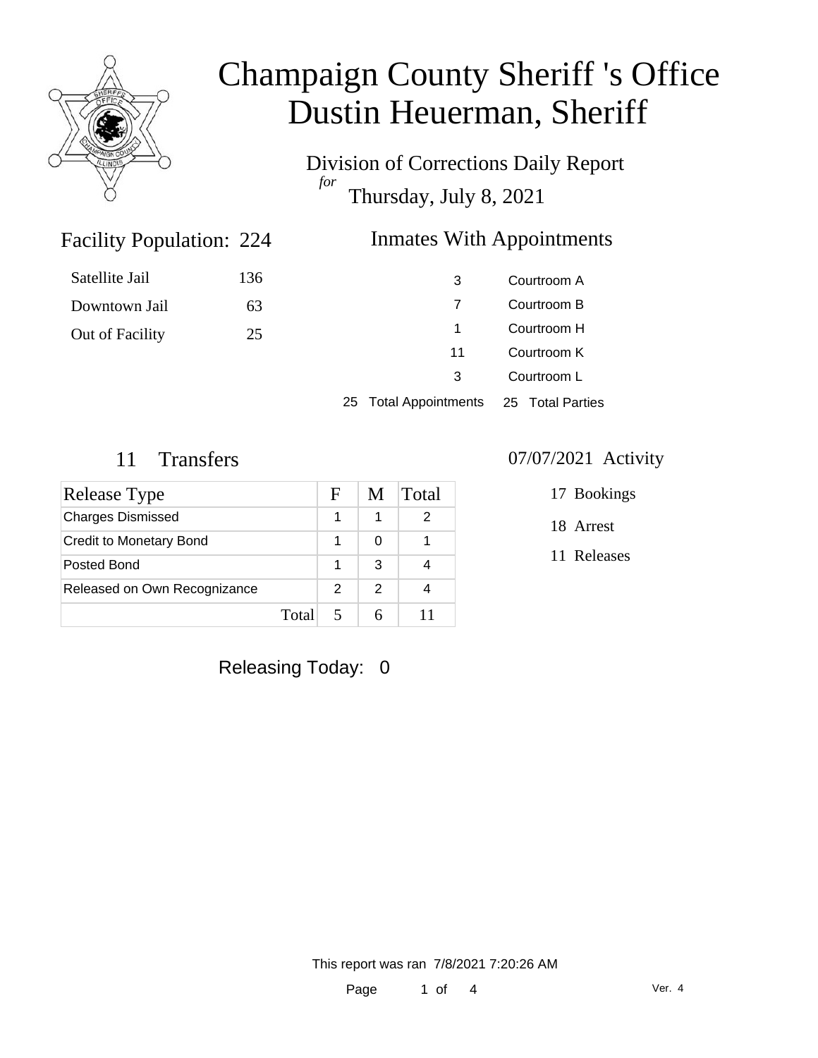# Champaign County Sheriff 's Office
# Dustin Heuerman, Sheriff

Division of Corrections Daily Report
*for*
Thursday, July 8, 2021

## Facility Population: 224

| | |
|---|---|
| Satellite Jail | 136 |
| Downtown Jail | 63 |
| Out of Facility | 25 |

## Inmates With Appointments

| | |
|---|---|
| 3 | Courtroom A |
| 7 | Courtroom B |
| 1 | Courtroom H |
| 11 | Courtroom K |
| 3 | Courtroom L |
| 25 Total Appointments | 25 Total Parties |

## 11 Transfers

| Release Type | F | M | Total |
|---|---|---|---|
| Charges Dismissed | 1 | 1 | 2 |
| Credit to Monetary Bond | 1 | 0 | 1 |
| Posted Bond | 1 | 3 | 4 |
| Released on Own Recognizance | 2 | 2 | 4 |
| Total | 5 | 6 | 11 |

## 07/07/2021 Activity

17 Bookings

18 Arrest

11 Releases

Releasing Today: 0

This report was ran 7/8/2021 7:20:26 AM

Ver. 4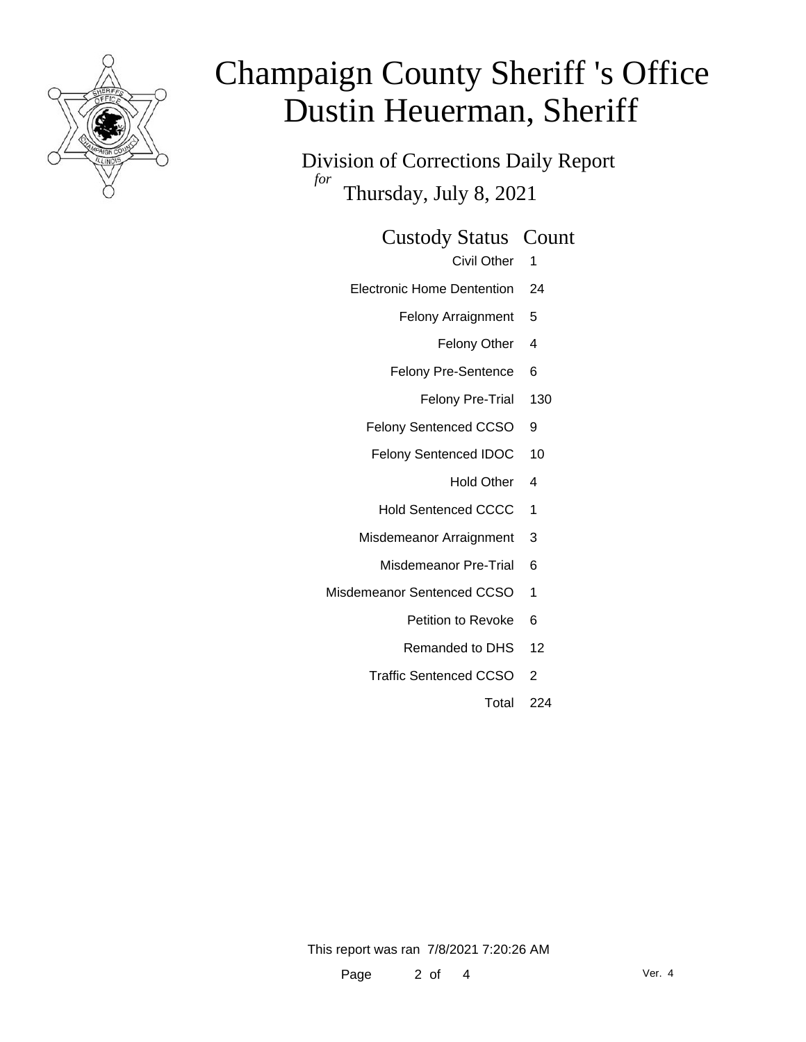# Champaign County Sheriff 's Office
# Dustin Heuerman, Sheriff

Division of Corrections Daily Report

*for* Thursday, July 8, 2021

| Custody Status | Count |
| --- | --- |
| Civil Other | 1 |
| Electronic Home Dentention | 24 |
| Felony Arraignment | 5 |
| Felony Other | 4 |
| Felony Pre-Sentence | 6 |
| Felony Pre-Trial | 130 |
| Felony Sentenced CCSO | 9 |
| Felony Sentenced IDOC | 10 |
| Hold Other | 4 |
| Hold Sentenced CCCC | 1 |
| Misdemeanor Arraignment | 3 |
| Misdemeanor Pre-Trial | 6 |
| Misdemeanor Sentenced CCSO | 1 |
| Petition to Revoke | 6 |
| Remanded to DHS | 12 |
| Traffic Sentenced CCSO | 2 |
| Total | 224 |

This report was ran 7/8/2021 7:20:26 AM

Ver. 4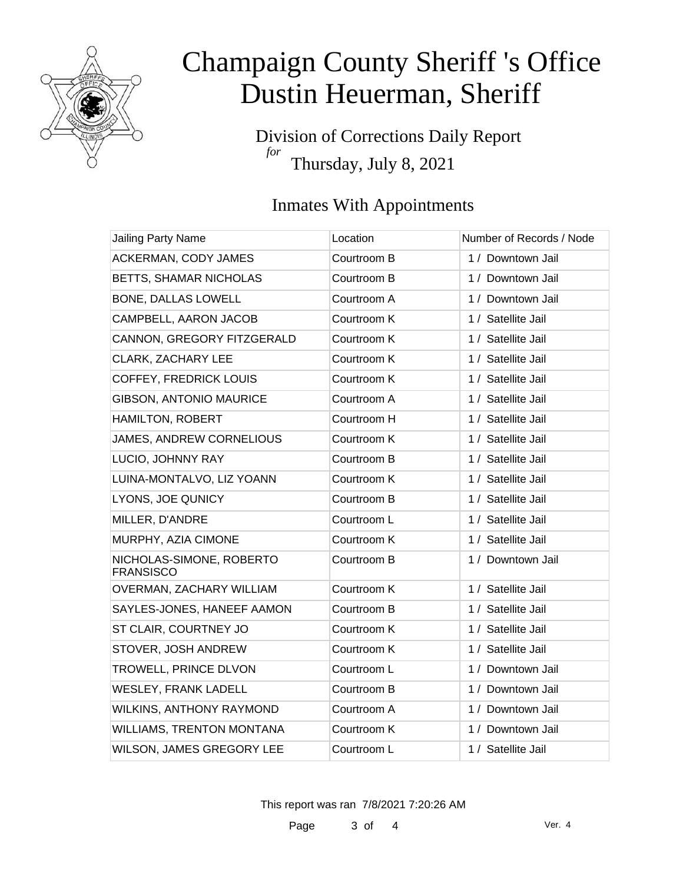# Champaign County Sheriff 's Office
# Dustin Heuerman, Sheriff

Division of Corrections Daily Report
*for*
Thursday, July 8, 2021

## Inmates With Appointments

| Jailing Party Name | Location | Number of Records / Node |
|---|---|---|
| ACKERMAN, CODY JAMES | Courtroom B | 1 / Downtown Jail |
| BETTS, SHAMAR NICHOLAS | Courtroom B | 1 / Downtown Jail |
| BONE, DALLAS LOWELL | Courtroom A | 1 / Downtown Jail |
| CAMPBELL, AARON JACOB | Courtroom K | 1 / Satellite Jail |
| CANNON, GREGORY FITZGERALD | Courtroom K | 1 / Satellite Jail |
| CLARK, ZACHARY LEE | Courtroom K | 1 / Satellite Jail |
| COFFEY, FREDRICK LOUIS | Courtroom K | 1 / Satellite Jail |
| GIBSON, ANTONIO MAURICE | Courtroom A | 1 / Satellite Jail |
| HAMILTON, ROBERT | Courtroom H | 1 / Satellite Jail |
| JAMES, ANDREW CORNELIOUS | Courtroom K | 1 / Satellite Jail |
| LUCIO, JOHNNY RAY | Courtroom B | 1 / Satellite Jail |
| LUINA-MONTALVO, LIZ YOANN | Courtroom K | 1 / Satellite Jail |
| LYONS, JOE QUNICY | Courtroom B | 1 / Satellite Jail |
| MILLER, D'ANDRE | Courtroom L | 1 / Satellite Jail |
| MURPHY, AZIA CIMONE | Courtroom K | 1 / Satellite Jail |
| NICHOLAS-SIMONE, ROBERTO FRANSISCO | Courtroom B | 1 / Downtown Jail |
| OVERMAN, ZACHARY WILLIAM | Courtroom K | 1 / Satellite Jail |
| SAYLES-JONES, HANEEF AAMON | Courtroom B | 1 / Satellite Jail |
| ST CLAIR, COURTNEY JO | Courtroom K | 1 / Satellite Jail |
| STOVER, JOSH ANDREW | Courtroom K | 1 / Satellite Jail |
| TROWELL, PRINCE DLVON | Courtroom L | 1 / Downtown Jail |
| WESLEY, FRANK LADELL | Courtroom B | 1 / Downtown Jail |
| WILKINS, ANTHONY RAYMOND | Courtroom A | 1 / Downtown Jail |
| WILLIAMS, TRENTON MONTANA | Courtroom K | 1 / Downtown Jail |
| WILSON, JAMES GREGORY LEE | Courtroom L | 1 / Satellite Jail |

This report was ran 7/8/2021 7:20:26 AM

Ver. 4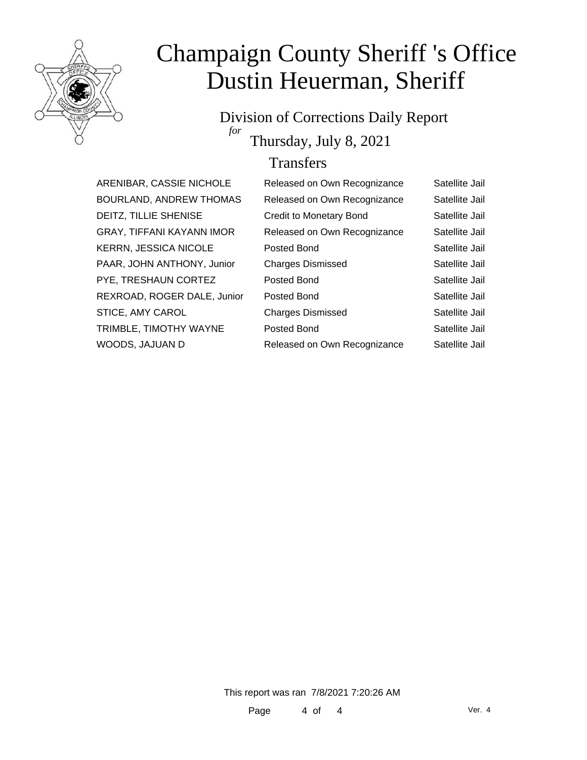# Champaign County Sheriff 's Office
# Dustin Heuerman, Sheriff

## Division of Corrections Daily Report
*for* Thursday, July 8, 2021

### Transfers

| | | |
|---|---|---|
| ARENIBAR, CASSIE NICHOLE | Released on Own Recognizance | Satellite Jail |
| BOURLAND, ANDREW THOMAS | Released on Own Recognizance | Satellite Jail |
| DEITZ, TILLIE SHENISE | Credit to Monetary Bond | Satellite Jail |
| GRAY, TIFFANI KAYANN IMOR | Released on Own Recognizance | Satellite Jail |
| KERRN, JESSICA NICOLE | Posted Bond | Satellite Jail |
| PAAR, JOHN ANTHONY, Junior | Charges Dismissed | Satellite Jail |
| PYE, TRESHAUN CORTEZ | Posted Bond | Satellite Jail |
| REXROAD, ROGER DALE, Junior | Posted Bond | Satellite Jail |
| STICE, AMY CAROL | Charges Dismissed | Satellite Jail |
| TRIMBLE, TIMOTHY WAYNE | Posted Bond | Satellite Jail |
| WOODS, JAJUAN D | Released on Own Recognizance | Satellite Jail |

This report was ran 7/8/2021 7:20:26 AM

Ver. 4